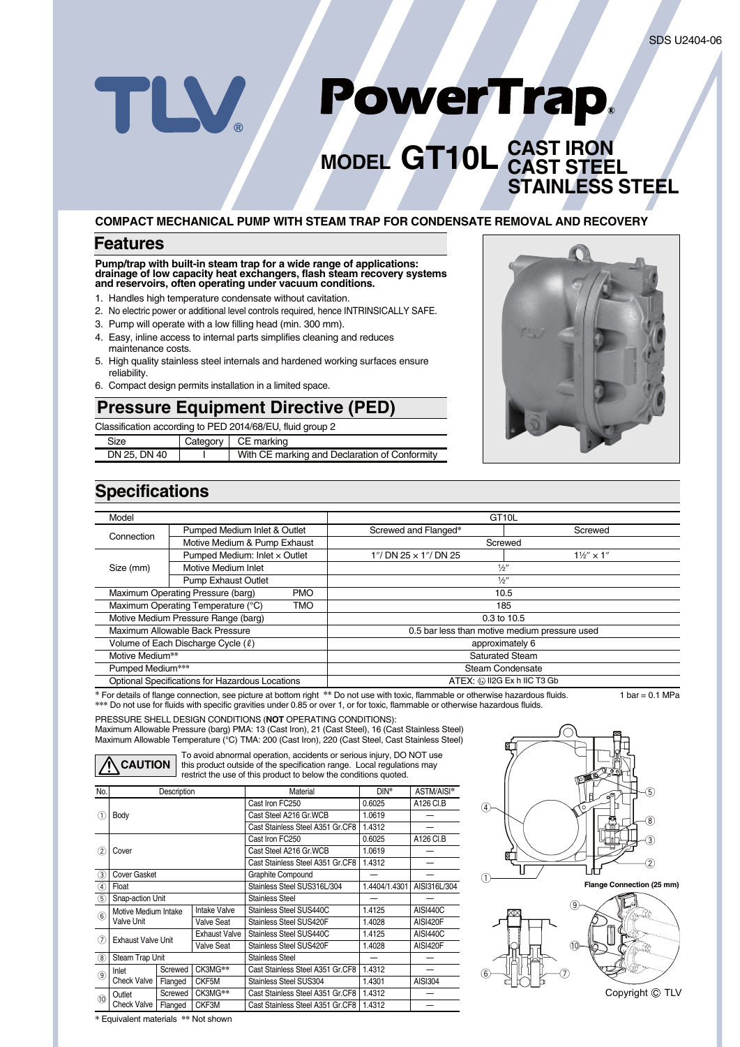SDS U2404-06

# TLV® PowerTrap®

## MODEL GT10L CAST IRON CAST STEEL STAINLESS STEEL

**COMPACT MECHANICAL PUMP WITH STEAM TRAP FOR CONDENSATE REMOVAL AND RECOVERY**

## Features

**Pump/trap with built-in steam trap for a wide range of applications: drainage of low capacity heat exchangers, flash steam recovery systems and reservoirs, often operating under vacuum conditions.**

1. Handles high temperature condensate without cavitation.
2. No electric power or additional level controls required, hence INTRINSICALLY SAFE.
3. Pump will operate with a low filling head (min. 300 mm).
4. Easy, inline access to internal parts simplifies cleaning and reduces maintenance costs.
5. High quality stainless steel internals and hardened working surfaces ensure reliability.
6. Compact design permits installation in a limited space.

## Pressure Equipment Directive (PED)

Classification according to PED 2014/68/EU, fluid group 2

| Size | Category | CE marking |
|---|---|---|
| DN 25, DN 40 | I | With CE marking and Declaration of Conformity |

## Specifications

| Model | | | GT10L | |
|---|---|---|---|---|
| Connection | Pumped Medium Inlet & Outlet | | Screwed and Flanged* | Screwed |
| | Motive Medium & Pump Exhaust | | Screwed | |
| Size (mm) | Pumped Medium: Inlet × Outlet | | 1″/ DN 25 × 1″/ DN 25 | 1½″ × 1″ |
| | Motive Medium Inlet | | ½″ | |
| | Pump Exhaust Outlet | | ½″ | |
| Maximum Operating Pressure (barg) | | PMO | 10.5 | |
| Maximum Operating Temperature (°C) | | TMO | 185 | |
| Motive Medium Pressure Range (barg) | | | 0.3 to 10.5 | |
| Maximum Allowable Back Pressure | | | 0.5 bar less than motive medium pressure used | |
| Volume of Each Discharge Cycle (ℓ) | | | approximately 6 | |
| Motive Medium** | | | Saturated Steam | |
| Pumped Medium*** | | | Steam Condensate | |
| Optional Specifications for Hazardous Locations | | | ATEX: Ex II2G Ex h IIC T3 Gb | |

\* For details of flange connection, see picture at bottom right ** Do not use with toxic, flammable or otherwise hazardous fluids. 1 bar = 0.1 MPa
*** Do not use for fluids with specific gravities under 0.85 or over 1, or for toxic, flammable or otherwise hazardous fluids.

PRESSURE SHELL DESIGN CONDITIONS (**NOT** OPERATING CONDITIONS):
Maximum Allowable Pressure (barg) PMA: 13 (Cast Iron), 21 (Cast Steel), 16 (Cast Stainless Steel)
Maximum Allowable Temperature (°C) TMA: 200 (Cast Iron), 220 (Cast Steel, Cast Stainless Steel)

**⚠ CAUTION** To avoid abnormal operation, accidents or serious injury, DO NOT use this product outside of the specification range. Local regulations may restrict the use of this product to below the conditions quoted.

| No. | Description | | Material | DIN* | ASTM/AISI* |
|---|---|---|---|---|---|
| ① | Body | | Cast Iron FC250 | 0.6025 | A126 Cl.B |
| | | | Cast Steel A216 Gr.WCB | 1.0619 | — |
| | | | Cast Stainless Steel A351 Gr.CF8 | 1.4312 | — |
| ② | Cover | | Cast Iron FC250 | 0.6025 | A126 Cl.B |
| | | | Cast Steel A216 Gr.WCB | 1.0619 | — |
| | | | Cast Stainless Steel A351 Gr.CF8 | 1.4312 | — |
| ③ | Cover Gasket | | Graphite Compound | — | — |
| ④ | Float | | Stainless Steel SUS316L/304 | 1.4404/1.4301 | AISI316L/304 |
| ⑤ | Snap-action Unit | | Stainless Steel | — | — |
| ⑥ | Motive Medium Intake Valve Unit | Intake Valve | Stainless Steel SUS440C | 1.4125 | AISI440C |
| | | Valve Seat | Stainless Steel SUS420F | 1.4028 | AISI420F |
| ⑦ | Exhaust Valve Unit | Exhaust Valve | Stainless Steel SUS440C | 1.4125 | AISI440C |
| | | Valve Seat | Stainless Steel SUS420F | 1.4028 | AISI420F |
| ⑧ | Steam Trap Unit | | Stainless Steel | — | — |
| ⑨ | Inlet Check Valve | Screwed CK3MG** | Cast Stainless Steel A351 Gr.CF8 | 1.4312 | — |
| | | Flanged CKF5M | Stainless Steel SUS304 | 1.4301 | AISI304 |
| ⑩ | Outlet Check Valve | Screwed CK3MG** | Cast Stainless Steel A351 Gr.CF8 | 1.4312 | — |
| | | Flanged CKF3M | Cast Stainless Steel A351 Gr.CF8 | 1.4312 | — |

\* Equivalent materials ** Not shown

Flange Connection (25 mm)

Copyright © TLV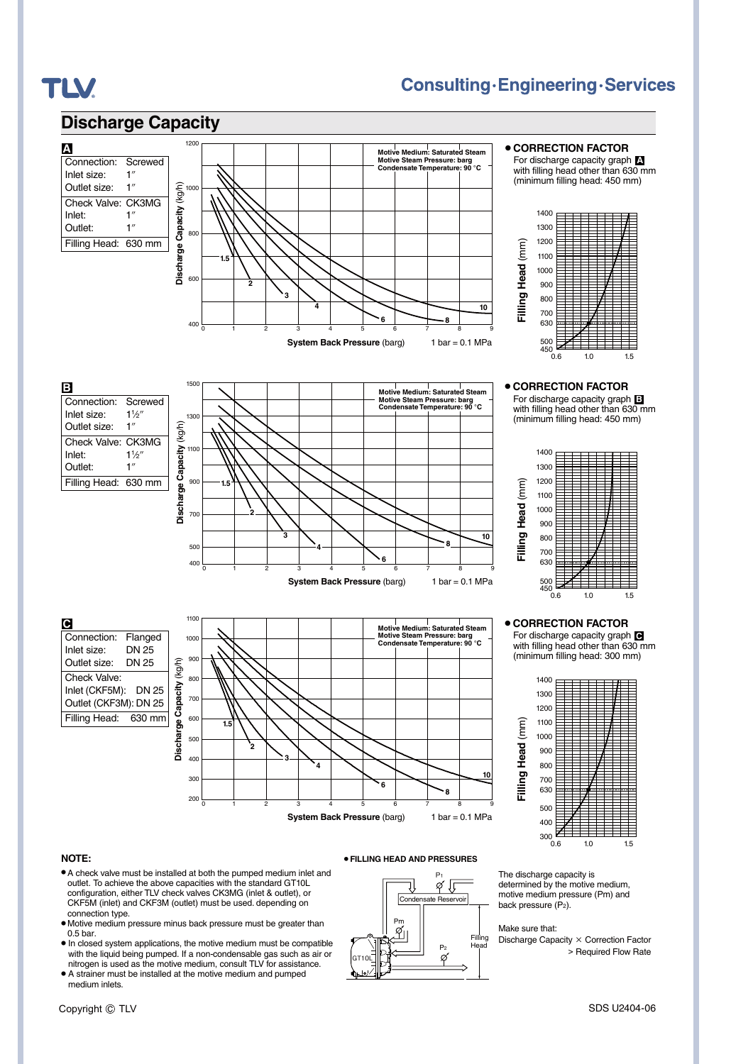## Discharge Capacity

**A**

| Connection: | Screwed |
|---|---|
| Inlet size: | 1″ |
| Outlet size: | 1″ |
| Check Valve: | CK3MG |
| Inlet: | 1″ |
| Outlet: | 1″ |
| Filling Head: | 630 mm |

Motive Medium: Saturated Steam
Motive Steam Pressure: barg
Condensate Temperature: 90 °C

Discharge Capacity (kg/h) — System Back Pressure (barg) — 1 bar = 0.1 MPa

Curves: 1.5, 2, 3, 4, 6, 8, 10

**● CORRECTION FACTOR**

For discharge capacity graph **A** with filling head other than 630 mm (minimum filling head: 450 mm)

Filling Head (mm): 450, 500, 630, 700, 800, 900, 1000, 1100, 1200, 1300, 1400 — Correction factor: 0.6, 1.0, 1.5

**B**

| Connection: | Screwed |
|---|---|
| Inlet size: | 1½″ |
| Outlet size: | 1″ |
| Check Valve: | CK3MG |
| Inlet: | 1½″ |
| Outlet: | 1″ |
| Filling Head: | 630 mm |

Motive Medium: Saturated Steam
Motive Steam Pressure: barg
Condensate Temperature: 90 °C

Discharge Capacity (kg/h) — System Back Pressure (barg) — 1 bar = 0.1 MPa

Curves: 1.5, 2, 3, 4, 6, 8, 10

**● CORRECTION FACTOR**

For discharge capacity graph **B** with filling head other than 630 mm (minimum filling head: 450 mm)

Filling Head (mm): 450, 500, 630, 700, 800, 900, 1000, 1100, 1200, 1300, 1400 — Correction factor: 0.6, 1.0, 1.5

**C**

| Connection: | Flanged |
|---|---|
| Inlet size: | DN 25 |
| Outlet size: | DN 25 |
| Check Valve: | |
| Inlet (CKF5M): | DN 25 |
| Outlet (CKF3M): | DN 25 |
| Filling Head: | 630 mm |

Motive Medium: Saturated Steam
Motive Steam Pressure: barg
Condensate Temperature: 90 °C

Discharge Capacity (kg/h) — System Back Pressure (barg) — 1 bar = 0.1 MPa

Curves: 1.5, 2, 3, 4, 6, 8, 10

**● CORRECTION FACTOR**

For discharge capacity graph **C** with filling head other than 630 mm (minimum filling head: 300 mm)

Filling Head (mm): 300, 400, 500, 630, 700, 800, 900, 1000, 1100, 1200, 1300, 1400 — Correction factor: 0.6, 1.0, 1.5

### NOTE:

- A check valve must be installed at both the pumped medium inlet and outlet. To achieve the above capacities with the standard GT10L configuration, either TLV check valves CK3MG (inlet & outlet), or CKF5M (inlet) and CKF3M (outlet) must be used. depending on connection type.
- Motive medium pressure minus back pressure must be greater than 0.5 bar.
- In closed system applications, the motive medium must be compatible with the liquid being pumped. If a non-condensable gas such as air or nitrogen is used as the motive medium, consult TLV for assistance.
- A strainer must be installed at the motive medium and pumped medium inlets.

**● FILLING HEAD AND PRESSURES**

$P_1$, Condensate Reservoir, Pm, $P_2$, Filling Head, GT10L

The discharge capacity is determined by the motive medium, motive medium pressure (Pm) and back pressure ($P_2$).

Make sure that:
Discharge Capacity × Correction Factor > Required Flow Rate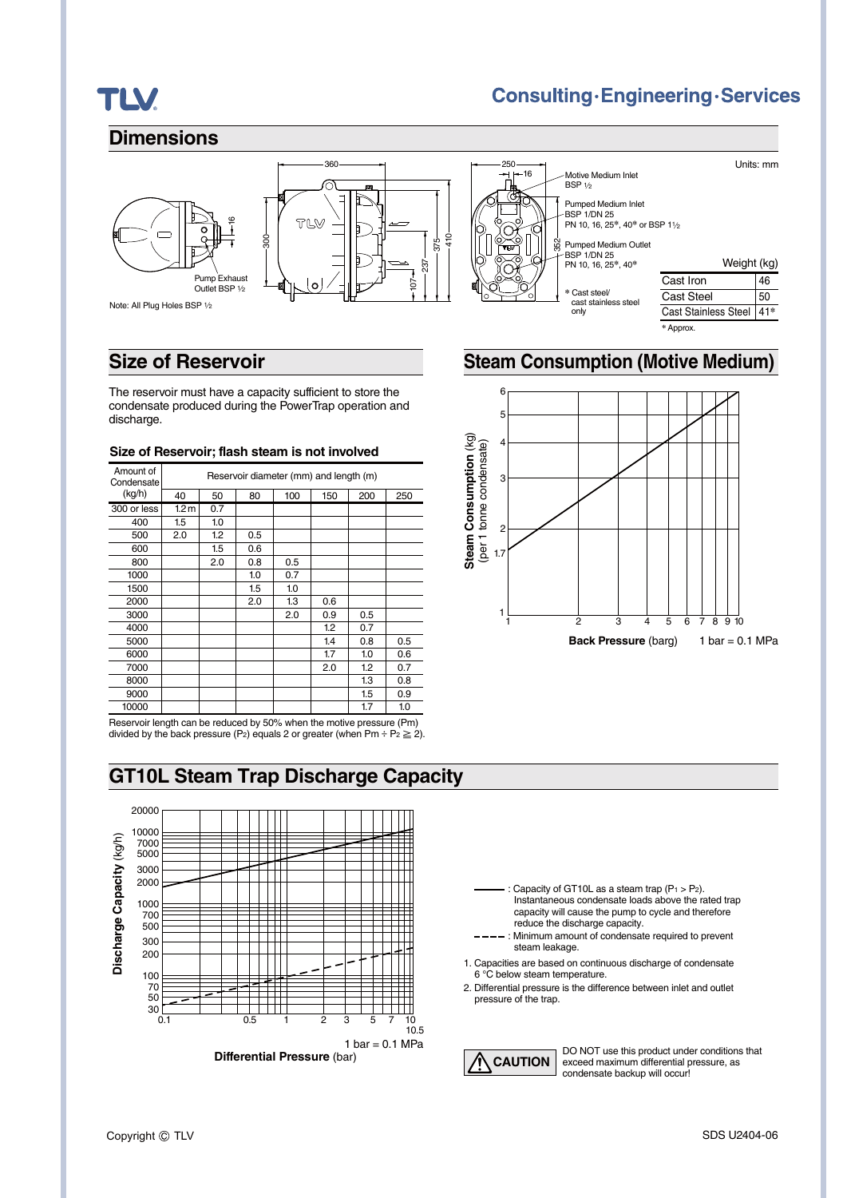# Dimensions

Units: mm

Pump Exhaust Outlet BSP ½

Note: All Plug Holes BSP ½

Motive Medium Inlet BSP ½

Pumped Medium Inlet BSP 1/DN 25 PN 10, 16, 25*, 40* or BSP 1½

Pumped Medium Outlet BSP 1/DN 25 PN 10, 16, 25*, 40*

* Cast steel/ cast stainless steel only

| | Weight (kg) |
|---|---|
| Cast Iron | 46 |
| Cast Steel | 50 |
| Cast Stainless Steel | 41* |

* Approx.

## Size of Reservoir

The reservoir must have a capacity sufficient to store the condensate produced during the PowerTrap operation and discharge.

### Size of Reservoir; flash steam is not involved

| Amount of Condensate (kg/h) | Reservoir diameter (mm) and length (m) | | | | | | |
|---|---|---|---|---|---|---|---|
| | 40 | 50 | 80 | 100 | 150 | 200 | 250 |
| 300 or less | 1.2 m | 0.7 | | | | | |
| 400 | 1.5 | 1.0 | | | | | |
| 500 | 2.0 | 1.2 | 0.5 | | | | |
| 600 | | 1.5 | 0.6 | | | | |
| 800 | | 2.0 | 0.8 | 0.5 | | | |
| 1000 | | | 1.0 | 0.7 | | | |
| 1500 | | | 1.5 | 1.0 | | | |
| 2000 | | | 2.0 | 1.3 | 0.6 | | |
| 3000 | | | | 2.0 | 0.9 | 0.5 | |
| 4000 | | | | | 1.2 | 0.7 | |
| 5000 | | | | | 1.4 | 0.8 | 0.5 |
| 6000 | | | | | 1.7 | 1.0 | 0.6 |
| 7000 | | | | | 2.0 | 1.2 | 0.7 |
| 8000 | | | | | | 1.3 | 0.8 |
| 9000 | | | | | | 1.5 | 0.9 |
| 10000 | | | | | | 1.7 | 1.0 |

Reservoir length can be reduced by 50% when the motive pressure (Pm) divided by the back pressure ($P_2$) equals 2 or greater (when $Pm \div P_2 \geqq 2$).

## Steam Consumption (Motive Medium)

Steam Consumption (kg) (per 1 tonne condensate)

Back Pressure (barg) 1 bar = 0.1 MPa

## GT10L Steam Trap Discharge Capacity

Discharge Capacity (kg/h)

Differential Pressure (bar) 1 bar = 0.1 MPa

——— : Capacity of GT10L as a steam trap ($P_1 > P_2$). Instantaneous condensate loads above the rated trap capacity will cause the pump to cycle and therefore reduce the discharge capacity.

- - - - : Minimum amount of condensate required to prevent steam leakage.

1. Capacities are based on continuous discharge of condensate 6 °C below steam temperature.
2. Differential pressure is the difference between inlet and outlet pressure of the trap.

**CAUTION** DO NOT use this product under conditions that exceed maximum differential pressure, as condensate backup will occur!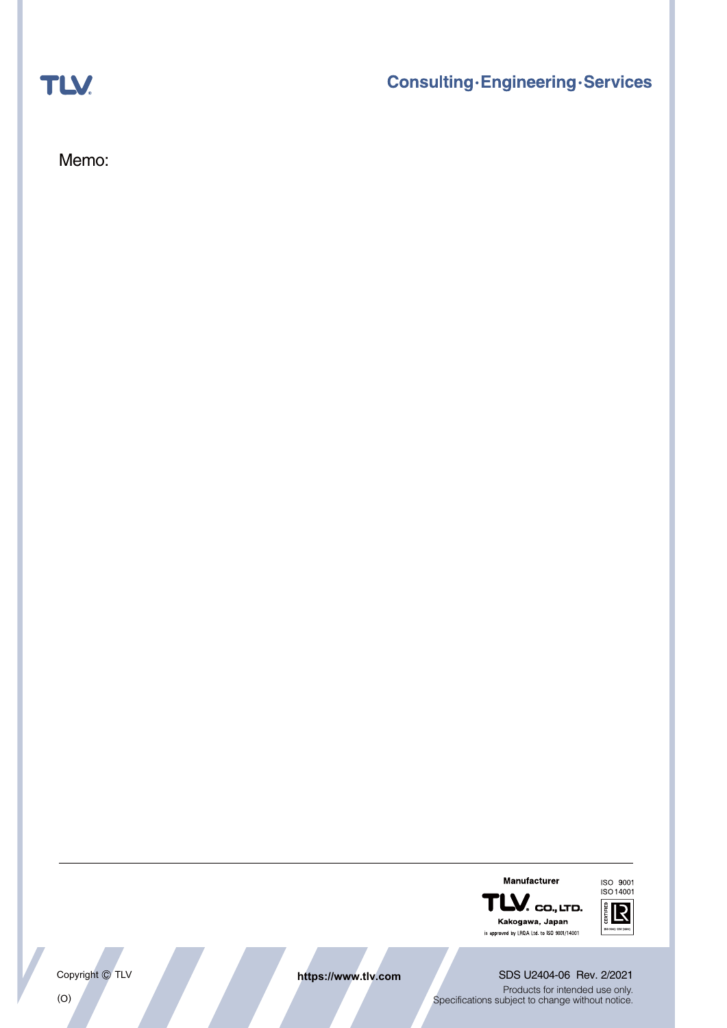TLV

Consulting·Engineering·Services

Memo:

Manufacturer

TLV. CO., LTD.

Kakogawa, Japan

is approved by LRQA Ltd. to ISO 9001/14001

ISO 9001
ISO 14001

Copyright © TLV

(O)

https://www.tlv.com

SDS U2404-06 Rev. 2/2021

Products for intended use only.
Specifications subject to change without notice.